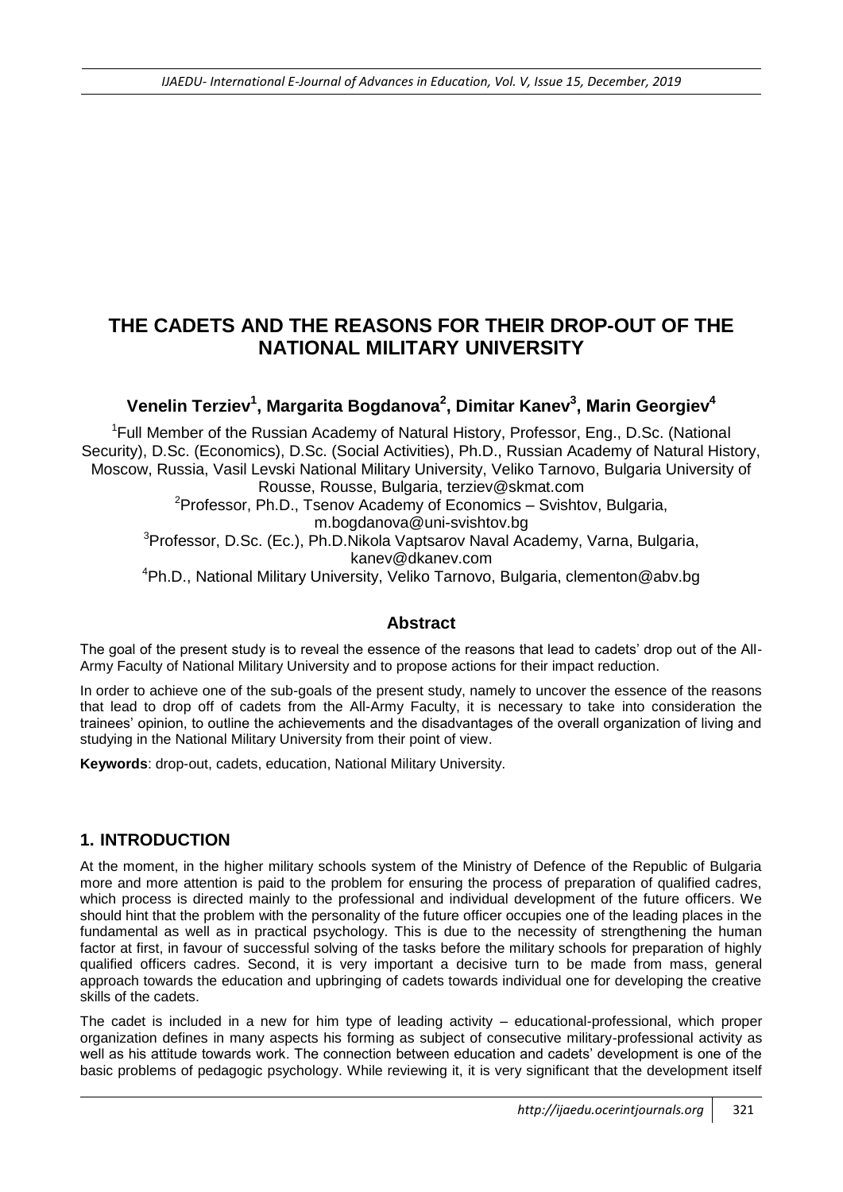# THE CADETS AND THE REASONS FOR THEIR DROP-OUT OF THE NATIONAL MILITARY UNIVERSITY

### Venelin Terziev[1], Margarita Bogdanova[2], Dimitar Kanev[3], Marin Georgiev[4]

[1]Full Member of the Russian Academy of Natural History, Professor, Eng., D.Sc. (National Security), D.Sc. (Economics), D.Sc. (Social Activities), Ph.D., Russian Academy of Natural History, Moscow, Russia, Vasil Levski National Military University, Veliko Tarnovo, Bulgaria University of Rousse, Rousse, Bulgaria, terziev@skmat.com

[2]Professor, Ph.D., Tsenov Academy of Economics – Svishtov, Bulgaria, m.bogdanova@uni-svishtov.bg

[3]Professor, D.Sc. (Ec.), Ph.D.Nikola Vaptsarov Naval Academy, Varna, Bulgaria, kanev@dkanev.com

[4]Ph.D., National Military University, Veliko Tarnovo, Bulgaria, clementon@abv.bg

## Abstract

The goal of the present study is to reveal the essence of the reasons that lead to cadets' drop out of the All-Army Faculty of National Military University and to propose actions for their impact reduction.

In order to achieve one of the sub-goals of the present study, namely to uncover the essence of the reasons that lead to drop off of cadets from the All-Army Faculty, it is necessary to take into consideration the trainees' opinion, to outline the achievements and the disadvantages of the overall organization of living and studying in the National Military University from their point of view.

**Keywords**: drop-out, cadets, education, National Military University.

## 1. INTRODUCTION

At the moment, in the higher military schools system of the Ministry of Defence of the Republic of Bulgaria more and more attention is paid to the problem for ensuring the process of preparation of qualified cadres, which process is directed mainly to the professional and individual development of the future officers. We should hint that the problem with the personality of the future officer occupies one of the leading places in the fundamental as well as in practical psychology. This is due to the necessity of strengthening the human factor at first, in favour of successful solving of the tasks before the military schools for preparation of highly qualified officers cadres. Second, it is very important a decisive turn to be made from mass, general approach towards the education and upbringing of cadets towards individual one for developing the creative skills of the cadets.

The cadet is included in a new for him type of leading activity – educational-professional, which proper organization defines in many aspects his forming as subject of consecutive military-professional activity as well as his attitude towards work. The connection between education and cadets' development is one of the basic problems of pedagogic psychology. While reviewing it, it is very significant that the development itself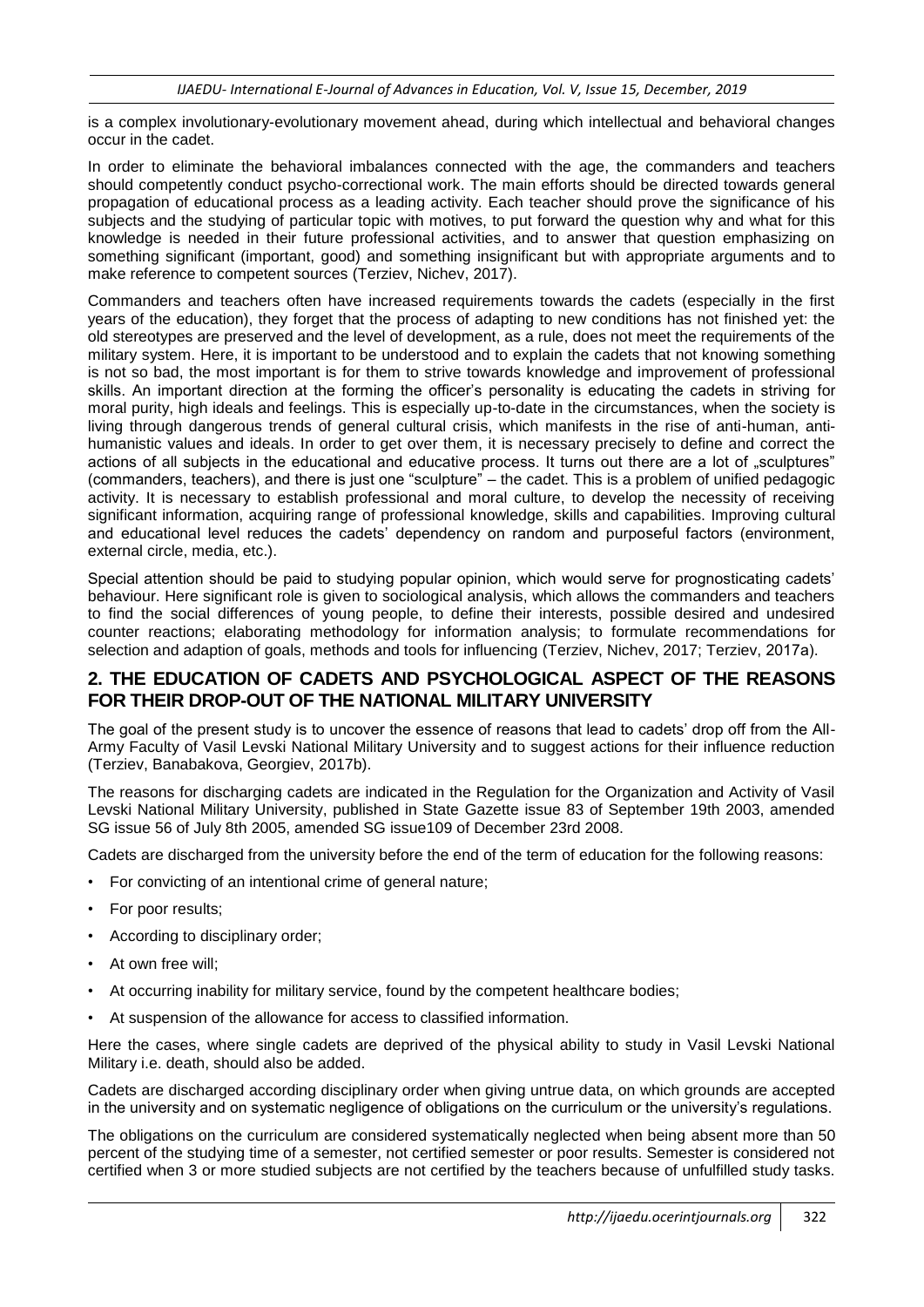is a complex involutionary-evolutionary movement ahead, during which intellectual and behavioral changes occur in the cadet.

In order to eliminate the behavioral imbalances connected with the age, the commanders and teachers should competently conduct psycho-correctional work. The main efforts should be directed towards general propagation of educational process as a leading activity. Each teacher should prove the significance of his subjects and the studying of particular topic with motives, to put forward the question why and what for this knowledge is needed in their future professional activities, and to answer that question emphasizing on something significant (important, good) and something insignificant but with appropriate arguments and to make reference to competent sources (Terziev, Nichev, 2017).

Commanders and teachers often have increased requirements towards the cadets (especially in the first years of the education), they forget that the process of adapting to new conditions has not finished yet: the old stereotypes are preserved and the level of development, as a rule, does not meet the requirements of the military system. Here, it is important to be understood and to explain the cadets that not knowing something is not so bad, the most important is for them to strive towards knowledge and improvement of professional skills. An important direction at the forming the officer's personality is educating the cadets in striving for moral purity, high ideals and feelings. This is especially up-to-date in the circumstances, when the society is living through dangerous trends of general cultural crisis, which manifests in the rise of anti-human, anti-humanistic values and ideals. In order to get over them, it is necessary precisely to define and correct the actions of all subjects in the educational and educative process. It turns out there are a lot of „sculptures" (commanders, teachers), and there is just one "sculpture" – the cadet. This is a problem of unified pedagogic activity. It is necessary to establish professional and moral culture, to develop the necessity of receiving significant information, acquiring range of professional knowledge, skills and capabilities. Improving cultural and educational level reduces the cadets' dependency on random and purposeful factors (environment, external circle, media, etc.).

Special attention should be paid to studying popular opinion, which would serve for prognosticating cadets' behaviour. Here significant role is given to sociological analysis, which allows the commanders and teachers to find the social differences of young people, to define their interests, possible desired and undesired counter reactions; elaborating methodology for information analysis; to formulate recommendations for selection and adaption of goals, methods and tools for influencing (Terziev, Nichev, 2017; Terziev, 2017a).

## 2. THE EDUCATION OF CADETS AND PSYCHOLOGICAL ASPECT OF THE REASONS FOR THEIR DROP-OUT OF THE NATIONAL MILITARY UNIVERSITY

The goal of the present study is to uncover the essence of reasons that lead to cadets' drop off from the All-Army Faculty of Vasil Levski National Military University and to suggest actions for their influence reduction (Terziev, Banabakova, Georgiev, 2017b).

The reasons for discharging cadets are indicated in the Regulation for the Organization and Activity of Vasil Levski National Military University, published in State Gazette issue 83 of September 19th 2003, amended SG issue 56 of July 8th 2005, amended SG issue109 of December 23rd 2008.

Cadets are discharged from the university before the end of the term of education for the following reasons:

- For convicting of an intentional crime of general nature;
- For poor results;
- According to disciplinary order;
- At own free will;
- At occurring inability for military service, found by the competent healthcare bodies;
- At suspension of the allowance for access to classified information.

Here the cases, where single cadets are deprived of the physical ability to study in Vasil Levski National Military i.e. death, should also be added.

Cadets are discharged according disciplinary order when giving untrue data, on which grounds are accepted in the university and on systematic negligence of obligations on the curriculum or the university's regulations.

The obligations on the curriculum are considered systematically neglected when being absent more than 50 percent of the studying time of a semester, not certified semester or poor results. Semester is considered not certified when 3 or more studied subjects are not certified by the teachers because of unfulfilled study tasks.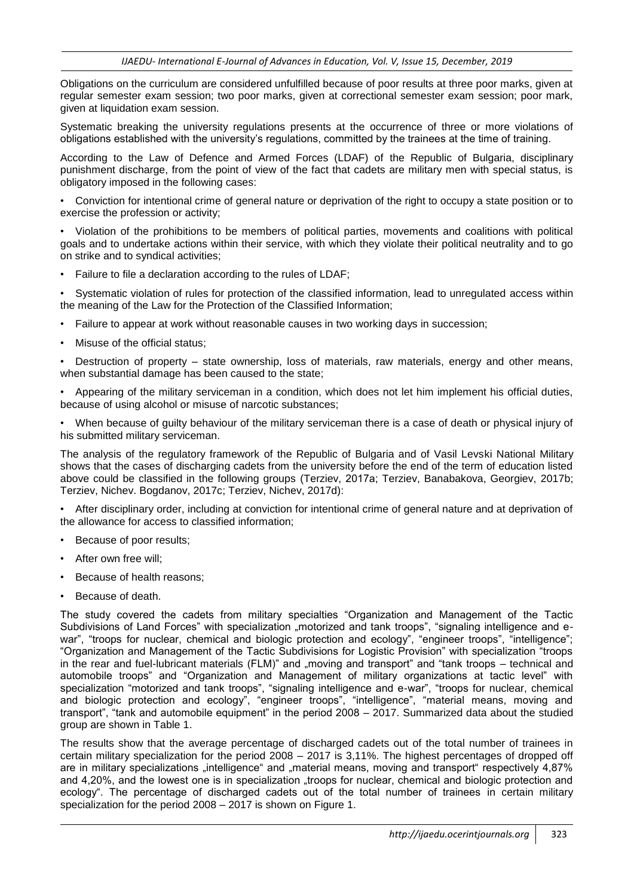Obligations on the curriculum are considered unfulfilled because of poor results at three poor marks, given at regular semester exam session; two poor marks, given at correctional semester exam session; poor mark, given at liquidation exam session.

Systematic breaking the university regulations presents at the occurrence of three or more violations of obligations established with the university's regulations, committed by the trainees at the time of training.

According to the Law of Defence and Armed Forces (LDAF) of the Republic of Bulgaria, disciplinary punishment discharge, from the point of view of the fact that cadets are military men with special status, is obligatory imposed in the following cases:

- Conviction for intentional crime of general nature or deprivation of the right to occupy a state position or to exercise the profession or activity;
- Violation of the prohibitions to be members of political parties, movements and coalitions with political goals and to undertake actions within their service, with which they violate their political neutrality and to go on strike and to syndical activities;
- Failure to file a declaration according to the rules of LDAF;
- Systematic violation of rules for protection of the classified information, lead to unregulated access within the meaning of the Law for the Protection of the Classified Information;
- Failure to appear at work without reasonable causes in two working days in succession;
- Misuse of the official status;
- Destruction of property – state ownership, loss of materials, raw materials, energy and other means, when substantial damage has been caused to the state;
- Appearing of the military serviceman in a condition, which does not let him implement his official duties, because of using alcohol or misuse of narcotic substances;
- When because of guilty behaviour of the military serviceman there is a case of death or physical injury of his submitted military serviceman.

The analysis of the regulatory framework of the Republic of Bulgaria and of Vasil Levski National Military shows that the cases of discharging cadets from the university before the end of the term of education listed above could be classified in the following groups (Terziev, 2017a; Terziev, Banabakova, Georgiev, 2017b; Terziev, Nichev. Bogdanov, 2017c; Terziev, Nichev, 2017d):

- After disciplinary order, including at conviction for intentional crime of general nature and at deprivation of the allowance for access to classified information;
- Because of poor results;
- After own free will;
- Because of health reasons;
- Because of death.

The study covered the cadets from military specialties "Organization and Management of the Tactic Subdivisions of Land Forces" with specialization „motorized and tank troops", "signaling intelligence and e-war", "troops for nuclear, chemical and biologic protection and ecology", "engineer troops", "intelligence"; "Organization and Management of the Tactic Subdivisions for Logistic Provision" with specialization "troops in the rear and fuel-lubricant materials (FLM)" and „moving and transport" and "tank troops – technical and automobile troops" and "Organization and Management of military organizations at tactic level" with specialization "motorized and tank troops", "signaling intelligence and e-war", "troops for nuclear, chemical and biologic protection and ecology", "engineer troops", "intelligence", "material means, moving and transport", "tank and automobile equipment" in the period 2008 – 2017. Summarized data about the studied group are shown in Table 1.

The results show that the average percentage of discharged cadets out of the total number of trainees in certain military specialization for the period 2008 – 2017 is 3,11%. The highest percentages of dropped off are in military specializations „intelligence" and „material means, moving and transport" respectively 4,87% and 4,20%, and the lowest one is in specialization „troops for nuclear, chemical and biologic protection and ecology". The percentage of discharged cadets out of the total number of trainees in certain military specialization for the period 2008 – 2017 is shown on Figure 1.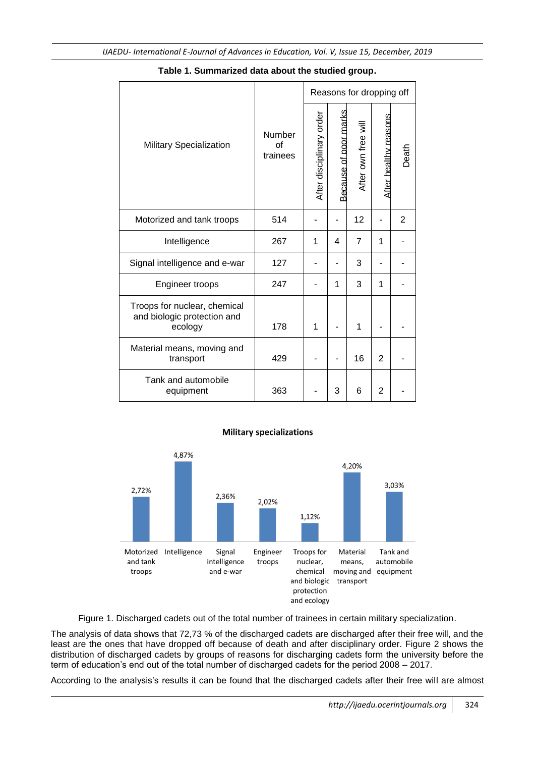**Table 1. Summarized data about the studied group.**

| Military Specialization | Number of trainees | Reasons for dropping off | | | | |
|---|---|---|---|---|---|---|
| | | After disciplinary order | Because of poor marks | After own free will | After healthy reasons | Death |
| Motorized and tank troops | 514 | - | - | 12 | - | 2 |
| Intelligence | 267 | 1 | 4 | 7 | 1 | - |
| Signal intelligence and e-war | 127 | - | - | 3 | - | - |
| Engineer troops | 247 | - | 1 | 3 | 1 | - |
| Troops for nuclear, chemical and biologic protection and ecology | 178 | 1 | - | 1 | - | - |
| Material means, moving and transport | 429 | - | - | 16 | 2 | - |
| Tank and automobile equipment | 363 | - | 3 | 6 | 2 | - |

**Military specializations**

| Motorized and tank troops | Intelligence | Signal intelligence and e-war | Engineer troops | Troops for nuclear, chemical and biologic protection and ecology | Material means, moving and transport | Tank and automobile equipment |
|---|---|---|---|---|---|---|
| 2,72% | 4,87% | 2,36% | 2,02% | 1,12% | 4,20% | 3,03% |

Figure 1. Discharged cadets out of the total number of trainees in certain military specialization.

The analysis of data shows that 72,73 % of the discharged cadets are discharged after their free will, and the least are the ones that have dropped off because of death and after disciplinary order. Figure 2 shows the distribution of discharged cadets by groups of reasons for discharging cadets form the university before the term of education's end out of the total number of discharged cadets for the period 2008 – 2017.

According to the analysis's results it can be found that the discharged cadets after their free will are almost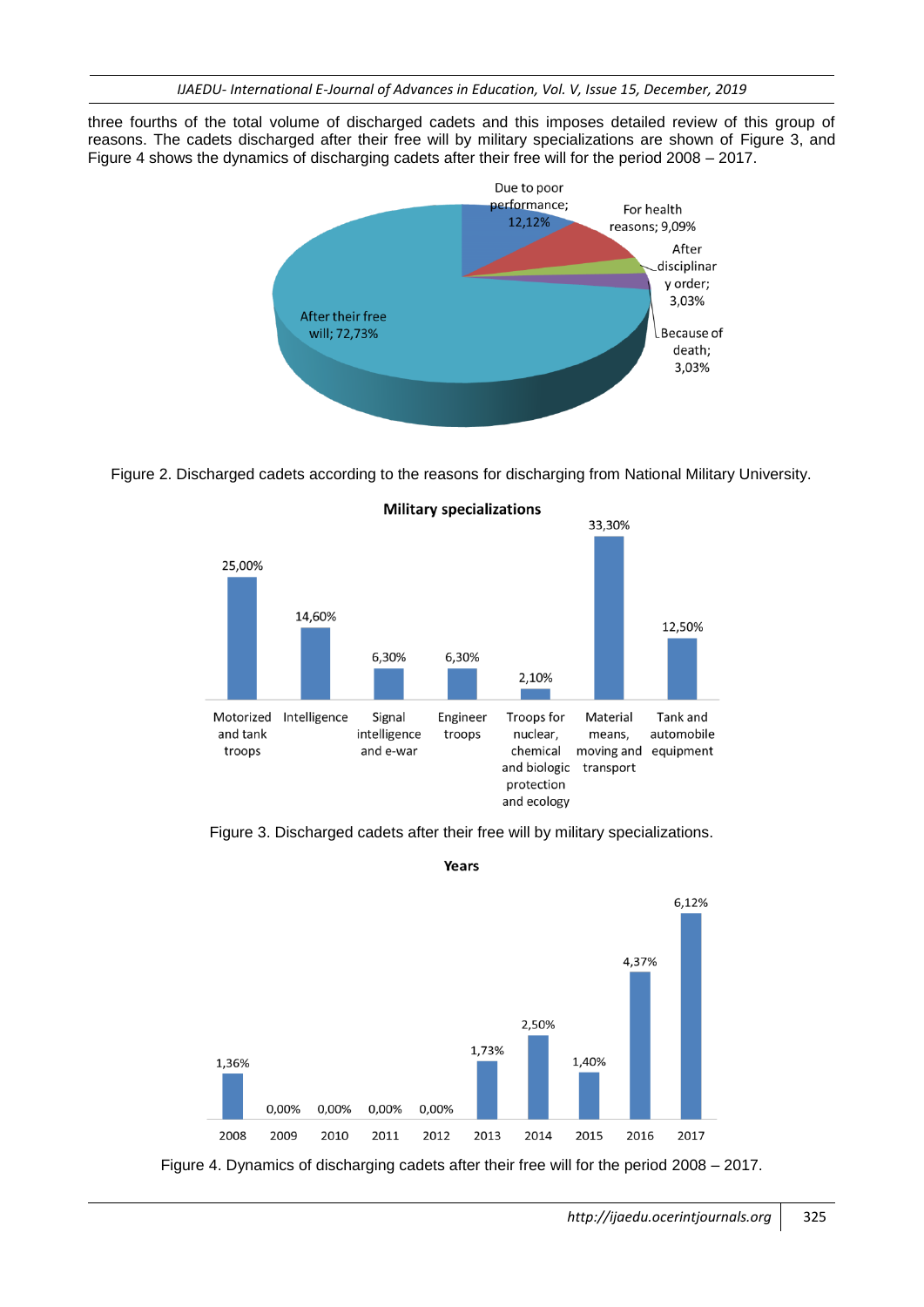three fourths of the total volume of discharged cadets and this imposes detailed review of this group of reasons. The cadets discharged after their free will by military specializations are shown of Figure 3, and Figure 4 shows the dynamics of discharging cadets after their free will for the period 2008 – 2017.

Figure 2. Discharged cadets according to the reasons for discharging from National Military University.

Figure 3. Discharged cadets after their free will by military specializations.

Figure 4. Dynamics of discharging cadets after their free will for the period 2008 – 2017.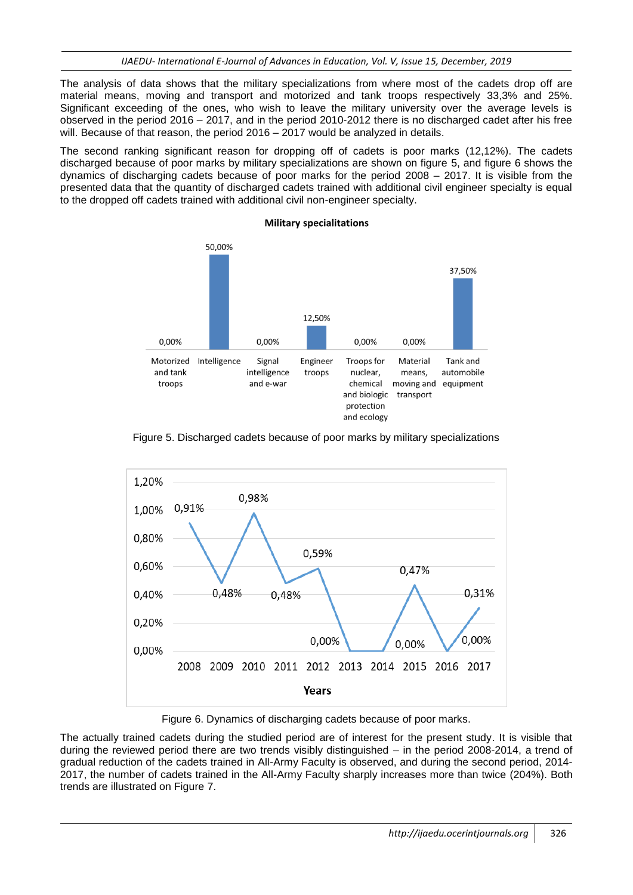The analysis of data shows that the military specializations from where most of the cadets drop off are material means, moving and transport and motorized and tank troops respectively 33,3% and 25%. Significant exceeding of the ones, who wish to leave the military university over the average levels is observed in the period 2016 – 2017, and in the period 2010-2012 there is no discharged cadet after his free will. Because of that reason, the period 2016 – 2017 would be analyzed in details.

The second ranking significant reason for dropping off of cadets is poor marks (12,12%). The cadets discharged because of poor marks by military specializations are shown on figure 5, and figure 6 shows the dynamics of discharging cadets because of poor marks for the period 2008 – 2017. It is visible from the presented data that the quantity of discharged cadets trained with additional civil engineer specialty is equal to the dropped off cadets trained with additional civil non-engineer specialty.

Figure 5. Discharged cadets because of poor marks by military specializations

Figure 6. Dynamics of discharging cadets because of poor marks.

The actually trained cadets during the studied period are of interest for the present study. It is visible that during the reviewed period there are two trends visibly distinguished – in the period 2008-2014, a trend of gradual reduction of the cadets trained in All-Army Faculty is observed, and during the second period, 2014-2017, the number of cadets trained in the All-Army Faculty sharply increases more than twice (204%). Both trends are illustrated on Figure 7.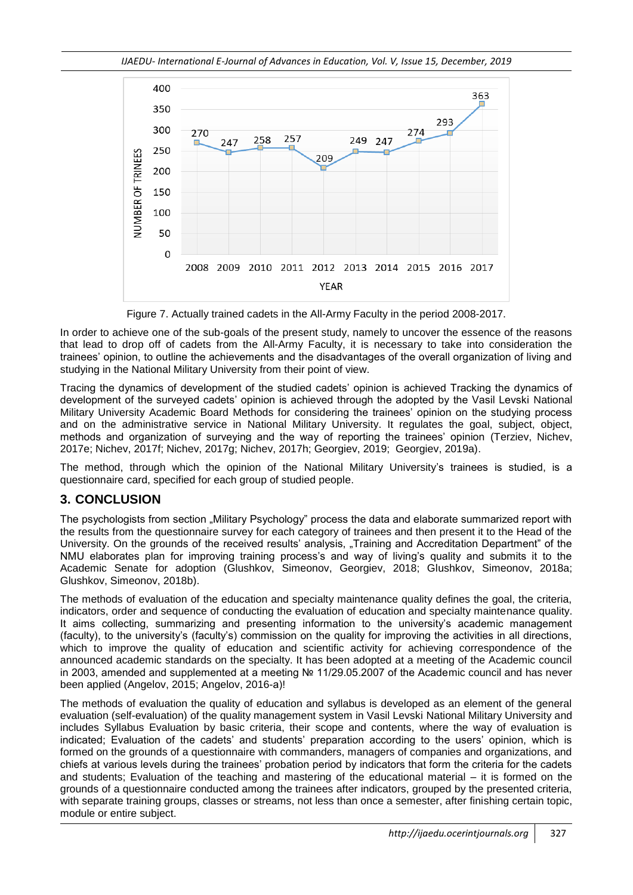Figure 7. Actually trained cadets in the All-Army Faculty in the period 2008-2017.

In order to achieve one of the sub-goals of the present study, namely to uncover the essence of the reasons that lead to drop off of cadets from the All-Army Faculty, it is necessary to take into consideration the trainees' opinion, to outline the achievements and the disadvantages of the overall organization of living and studying in the National Military University from their point of view.

Tracing the dynamics of development of the studied cadets' opinion is achieved Tracking the dynamics of development of the surveyed cadets' opinion is achieved through the adopted by the Vasil Levski National Military University Academic Board Methods for considering the trainees' opinion on the studying process and on the administrative service in National Military University. It regulates the goal, subject, object, methods and organization of surveying and the way of reporting the trainees' opinion (Terziev, Nichev, 2017e; Nichev, 2017f; Nichev, 2017g; Nichev, 2017h; Georgiev, 2019; Georgiev, 2019a).

The method, through which the opinion of the National Military University's trainees is studied, is a questionnaire card, specified for each group of studied people.

## 3. CONCLUSION

The psychologists from section „Military Psychology" process the data and elaborate summarized report with the results from the questionnaire survey for each category of trainees and then present it to the Head of the University. On the grounds of the received results' analysis, „Training and Accreditation Department" of the NMU elaborates plan for improving training process's and way of living's quality and submits it to the Academic Senate for adoption (Glushkov, Simeonov, Georgiev, 2018; Glushkov, Simeonov, 2018a; Glushkov, Simeonov, 2018b).

The methods of evaluation of the education and specialty maintenance quality defines the goal, the criteria, indicators, order and sequence of conducting the evaluation of education and specialty maintenance quality. It aims collecting, summarizing and presenting information to the university's academic management (faculty), to the university's (faculty's) commission on the quality for improving the activities in all directions, which to improve the quality of education and scientific activity for achieving correspondence of the announced academic standards on the specialty. It has been adopted at a meeting of the Academic council in 2003, amended and supplemented at a meeting № 11/29.05.2007 of the Academic council and has never been applied (Angelov, 2015; Angelov, 2016-a)!

The methods of evaluation the quality of education and syllabus is developed as an element of the general evaluation (self-evaluation) of the quality management system in Vasil Levski National Military University and includes Syllabus Evaluation by basic criteria, their scope and contents, where the way of evaluation is indicated; Evaluation of the cadets' and students' preparation according to the users' opinion, which is formed on the grounds of a questionnaire with commanders, managers of companies and organizations, and chiefs at various levels during the trainees' probation period by indicators that form the criteria for the cadets and students; Evaluation of the teaching and mastering of the educational material – it is formed on the grounds of a questionnaire conducted among the trainees after indicators, grouped by the presented criteria, with separate training groups, classes or streams, not less than once a semester, after finishing certain topic, module or entire subject.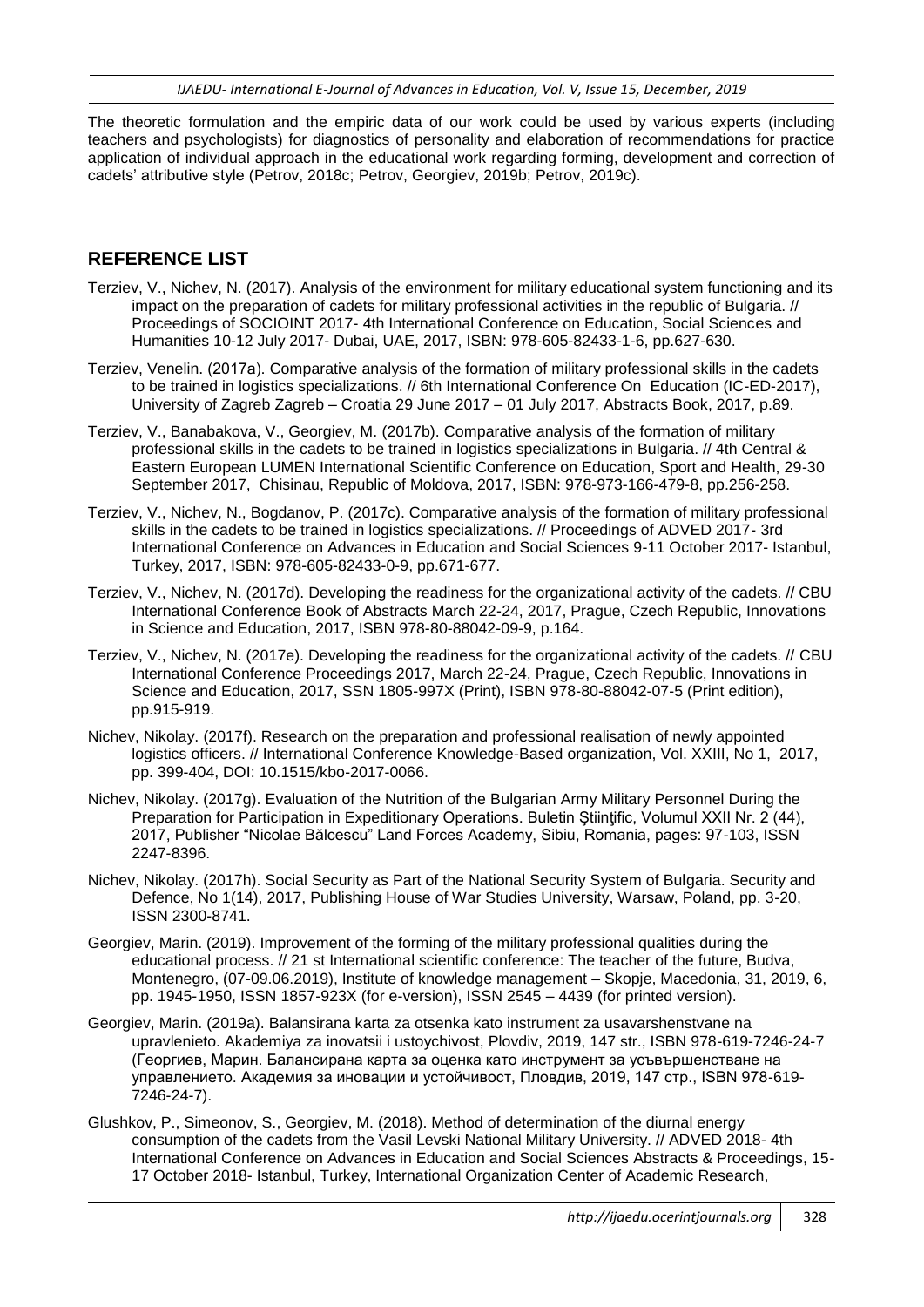The theoretic formulation and the empiric data of our work could be used by various experts (including teachers and psychologists) for diagnostics of personality and elaboration of recommendations for practice application of individual approach in the educational work regarding forming, development and correction of cadets' attributive style (Petrov, 2018c; Petrov, Georgiev, 2019b; Petrov, 2019c).

## REFERENCE LIST

Terziev, V., Nichev, N. (2017). Analysis of the environment for military educational system functioning and its impact on the preparation of cadets for military professional activities in the republic of Bulgaria. // Proceedings of SOCIOINT 2017- 4th International Conference on Education, Social Sciences and Humanities 10-12 July 2017- Dubai, UAE, 2017, ISBN: 978-605-82433-1-6, pp.627-630.

Terziev, Venelin. (2017a). Comparative analysis of the formation of military professional skills in the cadets to be trained in logistics specializations. // 6th International Conference On Education (IC-ED-2017), University of Zagreb Zagreb – Croatia 29 June 2017 – 01 July 2017, Abstracts Book, 2017, p.89.

Terziev, V., Banabakova, V., Georgiev, M. (2017b). Comparative analysis of the formation of military professional skills in the cadets to be trained in logistics specializations in Bulgaria. // 4th Central & Eastern European LUMEN International Scientific Conference on Education, Sport and Health, 29-30 September 2017, Chisinau, Republic of Moldova, 2017, ISBN: 978-973-166-479-8, pp.256-258.

Terziev, V., Nichev, N., Bogdanov, P. (2017c). Comparative analysis of the formation of military professional skills in the cadets to be trained in logistics specializations. // Proceedings of ADVED 2017- 3rd International Conference on Advances in Education and Social Sciences 9-11 October 2017- Istanbul, Turkey, 2017, ISBN: 978-605-82433-0-9, pp.671-677.

Terziev, V., Nichev, N. (2017d). Developing the readiness for the organizational activity of the cadets. // CBU International Conference Book of Abstracts March 22-24, 2017, Prague, Czech Republic, Innovations in Science and Education, 2017, ISBN 978-80-88042-09-9, p.164.

Terziev, V., Nichev, N. (2017e). Developing the readiness for the organizational activity of the cadets. // CBU International Conference Proceedings 2017, March 22-24, Prague, Czech Republic, Innovations in Science and Education, 2017, SSN 1805-997X (Print), ISBN 978-80-88042-07-5 (Print edition), pp.915-919.

Nichev, Nikolay. (2017f). Research on the preparation and professional realisation of newly appointed logistics officers. // International Conference Knowledge-Based organization, Vol. XXIII, No 1, 2017, pp. 399-404, DOI: 10.1515/kbo-2017-0066.

Nichev, Nikolay. (2017g). Evaluation of the Nutrition of the Bulgarian Army Military Personnel During the Preparation for Participation in Expeditionary Operations. Buletin Ştiinţific, Volumul XXII Nr. 2 (44), 2017, Publisher "Nicolae Bălcescu" Land Forces Academy, Sibiu, Romania, pages: 97-103, ISSN 2247-8396.

Nichev, Nikolay. (2017h). Social Security as Part of the National Security System of Bulgaria. Security and Defence, No 1(14), 2017, Publishing House of War Studies University, Warsaw, Poland, pp. 3-20, ISSN 2300-8741.

Georgiev, Marin. (2019). Improvement of the forming of the military professional qualities during the educational process. // 21 st International scientific conference: The teacher of the future, Budva, Montenegro, (07-09.06.2019), Institute of knowledge management – Skopje, Macedonia, 31, 2019, 6, pp. 1945-1950, ISSN 1857-923X (for e-version), ISSN 2545 – 4439 (for printed version).

Georgiev, Marin. (2019a). Balansirana karta za otsenka kato instrument za usavarshenstvane na upravlenieto. Akademiya za inovatsii i ustoychivost, Plovdiv, 2019, 147 str., ISBN 978-619-7246-24-7 (Георгиев, Марин. Балансирана карта за оценка като инструмент за усъвършенстване на управлението. Академия за иновации и устойчивост, Пловдив, 2019, 147 стр., ISBN 978-619-7246-24-7).

Glushkov, P., Simeonov, S., Georgiev, M. (2018). Method of determination of the diurnal energy consumption of the cadets from the Vasil Levski National Military University. // ADVED 2018- 4th International Conference on Advances in Education and Social Sciences Abstracts & Proceedings, 15-17 October 2018- Istanbul, Turkey, International Organization Center of Academic Research,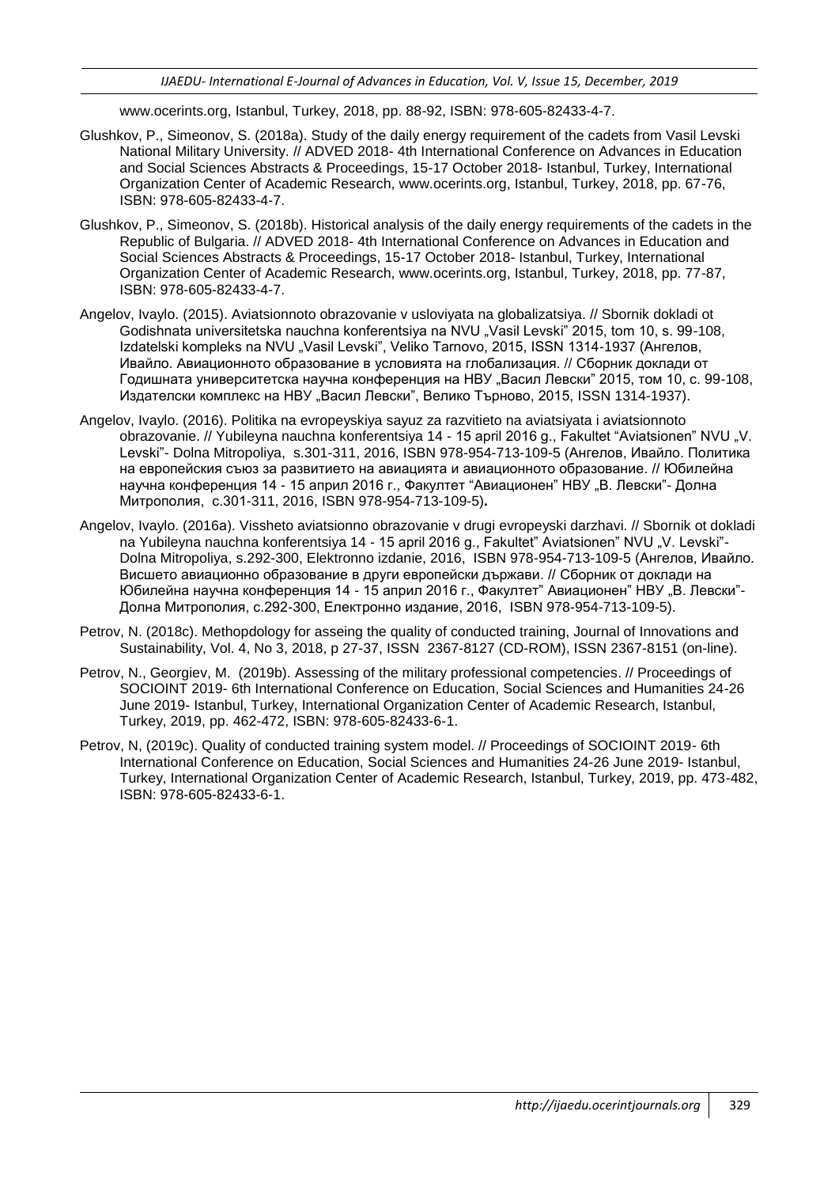www.ocerints.org, Istanbul, Turkey, 2018, pp. 88-92, ISBN: 978-605-82433-4-7.

Glushkov, P., Simeonov, S. (2018a). Study of the daily energy requirement of the cadets from Vasil Levski National Military University. // ADVED 2018- 4th International Conference on Advances in Education and Social Sciences Abstracts & Proceedings, 15-17 October 2018- Istanbul, Turkey, International Organization Center of Academic Research, www.ocerints.org, Istanbul, Turkey, 2018, pp. 67-76, ISBN: 978-605-82433-4-7.

Glushkov, P., Simeonov, S. (2018b). Historical analysis of the daily energy requirements of the cadets in the Republic of Bulgaria. // ADVED 2018- 4th International Conference on Advances in Education and Social Sciences Abstracts & Proceedings, 15-17 October 2018- Istanbul, Turkey, International Organization Center of Academic Research, www.ocerints.org, Istanbul, Turkey, 2018, pp. 77-87, ISBN: 978-605-82433-4-7.

Angelov, Ivaylo. (2015). Aviatsionnoto obrazovanie v usloviyata na globalizatsiya. // Sbornik dokladi ot Godishnata universitetska nauchna konferentsiya na NVU „Vasil Levski" 2015, tom 10, s. 99-108, Izdatelski kompleks na NVU „Vasil Levski", Veliko Tarnovo, 2015, ISSN 1314-1937 (Ангелов, Ивайло. Авиационното образование в условията на глобализация. // Сборник доклади от Годишната университетска научна конференция на НВУ „Васил Левски" 2015, том 10, с. 99-108, Издателски комплекс на НВУ „Васил Левски", Велико Търново, 2015, ISSN 1314-1937).

Angelov, Ivaylo. (2016). Politika na evropeyskiya sayuz za razvitieto na aviatsiyata i aviatsionnoto obrazovanie. // Yubileyna nauchna konferentsiya 14 - 15 april 2016 g., Fakultet "Aviatsionen" NVU „V. Levski"- Dolna Mitropoliya, s.301-311, 2016, ISBN 978-954-713-109-5 (Ангелов, Ивайло. Политика на европейския съюз за развитието на авиацията и авиационното образование. // Юбилейна научна конференция 14 - 15 април 2016 г., Факултет "Авиационен" НВУ „В. Левски"- Долна Митрополия, с.301-311, 2016, ISBN 978-954-713-109-5)**.**

Angelov, Ivaylo. (2016a). Vissheto aviatsionno obrazovanie v drugi evropeyski darzhavi. // Sbornik ot dokladi na Yubileyna nauchna konferentsiya 14 - 15 april 2016 g., Fakultet" Aviatsionen" NVU „V. Levski"- Dolna Mitropoliya, s.292-300, Elektronno izdanie, 2016, ISBN 978-954-713-109-5 (Ангелов, Ивайло. Висшето авиационно образование в други европейски държави. // Сборник от доклади на Юбилейна научна конференция 14 - 15 април 2016 г., Факултет" Авиационен" НВУ „В. Левски"- Долна Митрополия, с.292-300, Електронно издание, 2016, ISBN 978-954-713-109-5).

Petrov, N. (2018c). Methopdology for asseing the quality of conducted training, Journal of Innovations and Sustainability, Vol. 4, No 3, 2018, p 27-37, ISSN 2367-8127 (CD-ROM), ISSN 2367-8151 (on-line).

Petrov, N., Georgiev, M. (2019b). Assessing of the military professional competencies. // Proceedings of SOCIOINT 2019- 6th International Conference on Education, Social Sciences and Humanities 24-26 June 2019- Istanbul, Turkey, International Organization Center of Academic Research, Istanbul, Turkey, 2019, pp. 462-472, ISBN: 978-605-82433-6-1.

Petrov, N, (2019c). Quality of conducted training system model. // Proceedings of SOCIOINT 2019- 6th International Conference on Education, Social Sciences and Humanities 24-26 June 2019- Istanbul, Turkey, International Organization Center of Academic Research, Istanbul, Turkey, 2019, pp. 473-482, ISBN: 978-605-82433-6-1.